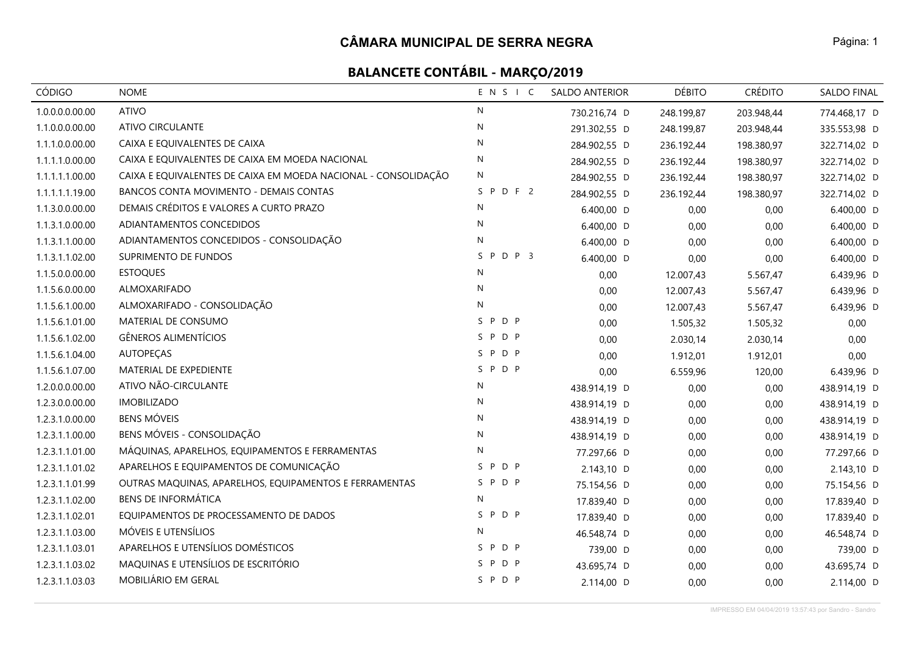# CÂMARA MUNICIPAL DE SERRA NEGRA

## BALANCETE CONTÁBIL - MARÇO/2019

| CÓDIGO | NOME | E N S I C | SALDO ANTERIOR | DÉBITO | CRÉDITO | SALDO FINAL |
|---|---|---|---|---|---|---|
| 1.0.0.0.0.00.00 | ATIVO | N | 730.216,74 D | 248.199,87 | 203.948,44 | 774.468,17 D |
| 1.1.0.0.0.00.00 | ATIVO CIRCULANTE | N | 291.302,55 D | 248.199,87 | 203.948,44 | 335.553,98 D |
| 1.1.1.0.0.00.00 | CAIXA E EQUIVALENTES DE CAIXA | N | 284.902,55 D | 236.192,44 | 198.380,97 | 322.714,02 D |
| 1.1.1.1.0.00.00 | CAIXA E EQUIVALENTES DE CAIXA EM MOEDA NACIONAL | N | 284.902,55 D | 236.192,44 | 198.380,97 | 322.714,02 D |
| 1.1.1.1.1.00.00 | CAIXA E EQUIVALENTES DE CAIXA EM MOEDA NACIONAL - CONSOLIDAÇÃO | N | 284.902,55 D | 236.192,44 | 198.380,97 | 322.714,02 D |
| 1.1.1.1.1.19.00 | BANCOS CONTA MOVIMENTO - DEMAIS CONTAS | S P D F 2 | 284.902,55 D | 236.192,44 | 198.380,97 | 322.714,02 D |
| 1.1.3.0.0.00.00 | DEMAIS CRÉDITOS E VALORES A CURTO PRAZO | N | 6.400,00 D | 0,00 | 0,00 | 6.400,00 D |
| 1.1.3.1.0.00.00 | ADIANTAMENTOS CONCEDIDOS | N | 6.400,00 D | 0,00 | 0,00 | 6.400,00 D |
| 1.1.3.1.1.00.00 | ADIANTAMENTOS CONCEDIDOS - CONSOLIDAÇÃO | N | 6.400,00 D | 0,00 | 0,00 | 6.400,00 D |
| 1.1.3.1.1.02.00 | SUPRIMENTO DE FUNDOS | S P D P 3 | 6.400,00 D | 0,00 | 0,00 | 6.400,00 D |
| 1.1.5.0.0.00.00 | ESTOQUES | N | 0,00 | 12.007,43 | 5.567,47 | 6.439,96 D |
| 1.1.5.6.0.00.00 | ALMOXARIFADO | N | 0,00 | 12.007,43 | 5.567,47 | 6.439,96 D |
| 1.1.5.6.1.00.00 | ALMOXARIFADO - CONSOLIDAÇÃO | N | 0,00 | 12.007,43 | 5.567,47 | 6.439,96 D |
| 1.1.5.6.1.01.00 | MATERIAL DE CONSUMO | S P D P | 0,00 | 1.505,32 | 1.505,32 | 0,00 |
| 1.1.5.6.1.02.00 | GÊNEROS ALIMENTÍCIOS | S P D P | 0,00 | 2.030,14 | 2.030,14 | 0,00 |
| 1.1.5.6.1.04.00 | AUTOPEÇAS | S P D P | 0,00 | 1.912,01 | 1.912,01 | 0,00 |
| 1.1.5.6.1.07.00 | MATERIAL DE EXPEDIENTE | S P D P | 0,00 | 6.559,96 | 120,00 | 6.439,96 D |
| 1.2.0.0.0.00.00 | ATIVO NÃO-CIRCULANTE | N | 438.914,19 D | 0,00 | 0,00 | 438.914,19 D |
| 1.2.3.0.0.00.00 | IMOBILIZADO | N | 438.914,19 D | 0,00 | 0,00 | 438.914,19 D |
| 1.2.3.1.0.00.00 | BENS MÓVEIS | N | 438.914,19 D | 0,00 | 0,00 | 438.914,19 D |
| 1.2.3.1.1.00.00 | BENS MÓVEIS - CONSOLIDAÇÃO | N | 438.914,19 D | 0,00 | 0,00 | 438.914,19 D |
| 1.2.3.1.1.01.00 | MÁQUINAS, APARELHOS, EQUIPAMENTOS E FERRAMENTAS | N | 77.297,66 D | 0,00 | 0,00 | 77.297,66 D |
| 1.2.3.1.1.01.02 | APARELHOS E EQUIPAMENTOS DE COMUNICAÇÃO | S P D P | 2.143,10 D | 0,00 | 0,00 | 2.143,10 D |
| 1.2.3.1.1.01.99 | OUTRAS MAQUINAS, APARELHOS, EQUIPAMENTOS E FERRAMENTAS | S P D P | 75.154,56 D | 0,00 | 0,00 | 75.154,56 D |
| 1.2.3.1.1.02.00 | BENS DE INFORMÁTICA | N | 17.839,40 D | 0,00 | 0,00 | 17.839,40 D |
| 1.2.3.1.1.02.01 | EQUIPAMENTOS DE PROCESSAMENTO DE DADOS | S P D P | 17.839,40 D | 0,00 | 0,00 | 17.839,40 D |
| 1.2.3.1.1.03.00 | MÓVEIS E UTENSÍLIOS | N | 46.548,74 D | 0,00 | 0,00 | 46.548,74 D |
| 1.2.3.1.1.03.01 | APARELHOS E UTENSÍLIOS DOMÉSTICOS | S P D P | 739,00 D | 0,00 | 0,00 | 739,00 D |
| 1.2.3.1.1.03.02 | MAQUINAS E UTENSÍLIOS DE ESCRITÓRIO | S P D P | 43.695,74 D | 0,00 | 0,00 | 43.695,74 D |
| 1.2.3.1.1.03.03 | MOBILIÁRIO EM GERAL | S P D P | 2.114,00 D | 0,00 | 0,00 | 2.114,00 D |

IMPRESSO EM 04/04/2019 13:57:43 por Sandro - Sandro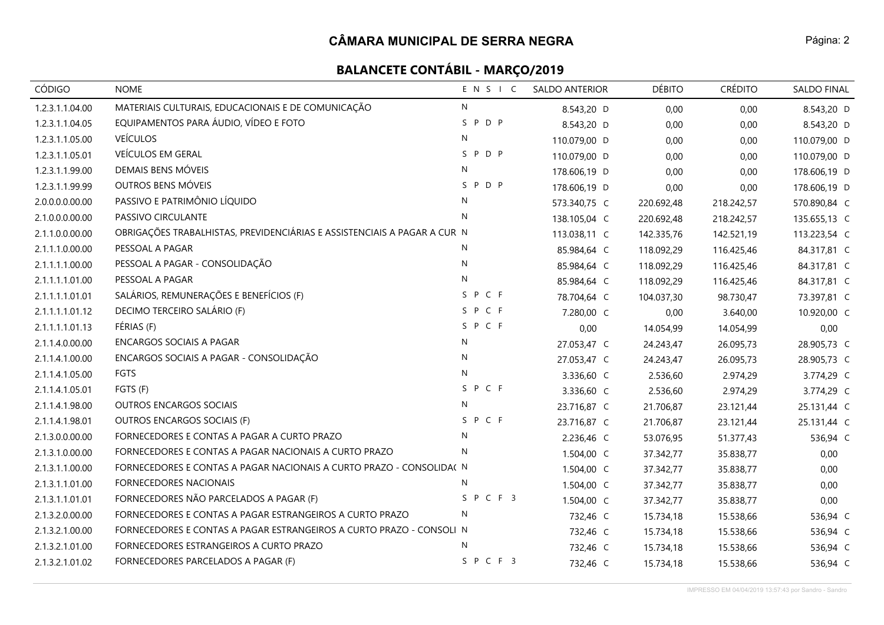## CÂMARA MUNICIPAL DE SERRA NEGRA

### BALANCETE CONTÁBIL - MARÇO/2019

| CÓDIGO | NOME | E N S I C | SALDO ANTERIOR | DÉBITO | CRÉDITO | SALDO FINAL |
|---|---|---|---|---|---|---|
| 1.2.3.1.1.04.00 | MATERIAIS CULTURAIS, EDUCACIONAIS E DE COMUNICAÇÃO | N | 8.543,20 D | 0,00 | 0,00 | 8.543,20 D |
| 1.2.3.1.1.04.05 | EQUIPAMENTOS PARA ÁUDIO, VÍDEO E FOTO | S P D P | 8.543,20 D | 0,00 | 0,00 | 8.543,20 D |
| 1.2.3.1.1.05.00 | VEÍCULOS | N | 110.079,00 D | 0,00 | 0,00 | 110.079,00 D |
| 1.2.3.1.1.05.01 | VEÍCULOS EM GERAL | S P D P | 110.079,00 D | 0,00 | 0,00 | 110.079,00 D |
| 1.2.3.1.1.99.00 | DEMAIS BENS MÓVEIS | N | 178.606,19 D | 0,00 | 0,00 | 178.606,19 D |
| 1.2.3.1.1.99.99 | OUTROS BENS MÓVEIS | S P D P | 178.606,19 D | 0,00 | 0,00 | 178.606,19 D |
| 2.0.0.0.0.00.00 | PASSIVO E PATRIMÔNIO LÍQUIDO | N | 573.340,75 C | 220.692,48 | 218.242,57 | 570.890,84 C |
| 2.1.0.0.0.00.00 | PASSIVO CIRCULANTE | N | 138.105,04 C | 220.692,48 | 218.242,57 | 135.655,13 C |
| 2.1.1.0.0.00.00 | OBRIGAÇÕES TRABALHISTAS, PREVIDENCIÁRIAS E ASSISTENCIAIS A PAGAR A CUR | N | 113.038,11 C | 142.335,76 | 142.521,19 | 113.223,54 C |
| 2.1.1.1.0.00.00 | PESSOAL A PAGAR | N | 85.984,64 C | 118.092,29 | 116.425,46 | 84.317,81 C |
| 2.1.1.1.1.00.00 | PESSOAL A PAGAR - CONSOLIDAÇÃO | N | 85.984,64 C | 118.092,29 | 116.425,46 | 84.317,81 C |
| 2.1.1.1.1.01.00 | PESSOAL A PAGAR | N | 85.984,64 C | 118.092,29 | 116.425,46 | 84.317,81 C |
| 2.1.1.1.1.01.01 | SALÁRIOS, REMUNERAÇÕES E BENEFÍCIOS (F) | S P C F | 78.704,64 C | 104.037,30 | 98.730,47 | 73.397,81 C |
| 2.1.1.1.1.01.12 | DECIMO TERCEIRO SALÁRIO (F) | S P C F | 7.280,00 C | 0,00 | 3.640,00 | 10.920,00 C |
| 2.1.1.1.1.01.13 | FÉRIAS (F) | S P C F | 0,00 | 14.054,99 | 14.054,99 | 0,00 |
| 2.1.1.4.0.00.00 | ENCARGOS SOCIAIS A PAGAR | N | 27.053,47 C | 24.243,47 | 26.095,73 | 28.905,73 C |
| 2.1.1.4.1.00.00 | ENCARGOS SOCIAIS A PAGAR - CONSOLIDAÇÃO | N | 27.053,47 C | 24.243,47 | 26.095,73 | 28.905,73 C |
| 2.1.1.4.1.05.00 | FGTS | N | 3.336,60 C | 2.536,60 | 2.974,29 | 3.774,29 C |
| 2.1.1.4.1.05.01 | FGTS (F) | S P C F | 3.336,60 C | 2.536,60 | 2.974,29 | 3.774,29 C |
| 2.1.1.4.1.98.00 | OUTROS ENCARGOS SOCIAIS | N | 23.716,87 C | 21.706,87 | 23.121,44 | 25.131,44 C |
| 2.1.1.4.1.98.01 | OUTROS ENCARGOS SOCIAIS (F) | S P C F | 23.716,87 C | 21.706,87 | 23.121,44 | 25.131,44 C |
| 2.1.3.0.0.00.00 | FORNECEDORES E CONTAS A PAGAR A CURTO PRAZO | N | 2.236,46 C | 53.076,95 | 51.377,43 | 536,94 C |
| 2.1.3.1.0.00.00 | FORNECEDORES E CONTAS A PAGAR NACIONAIS A CURTO PRAZO | N | 1.504,00 C | 37.342,77 | 35.838,77 | 0,00 |
| 2.1.3.1.1.00.00 | FORNECEDORES E CONTAS A PAGAR NACIONAIS A CURTO PRAZO - CONSOLIDA( | N | 1.504,00 C | 37.342,77 | 35.838,77 | 0,00 |
| 2.1.3.1.1.01.00 | FORNECEDORES NACIONAIS | N | 1.504,00 C | 37.342,77 | 35.838,77 | 0,00 |
| 2.1.3.1.1.01.01 | FORNECEDORES NÃO PARCELADOS A PAGAR (F) | S P C F 3 | 1.504,00 C | 37.342,77 | 35.838,77 | 0,00 |
| 2.1.3.2.0.00.00 | FORNECEDORES E CONTAS A PAGAR ESTRANGEIROS A CURTO PRAZO | N | 732,46 C | 15.734,18 | 15.538,66 | 536,94 C |
| 2.1.3.2.1.00.00 | FORNECEDORES E CONTAS A PAGAR ESTRANGEIROS A CURTO PRAZO - CONSOLI | N | 732,46 C | 15.734,18 | 15.538,66 | 536,94 C |
| 2.1.3.2.1.01.00 | FORNECEDORES ESTRANGEIROS A CURTO PRAZO | N | 732,46 C | 15.734,18 | 15.538,66 | 536,94 C |
| 2.1.3.2.1.01.02 | FORNECEDORES PARCELADOS A PAGAR (F) | S P C F 3 | 732,46 C | 15.734,18 | 15.538,66 | 536,94 C |

IMPRESSO EM 04/04/2019 13:57:43 por Sandro - Sandro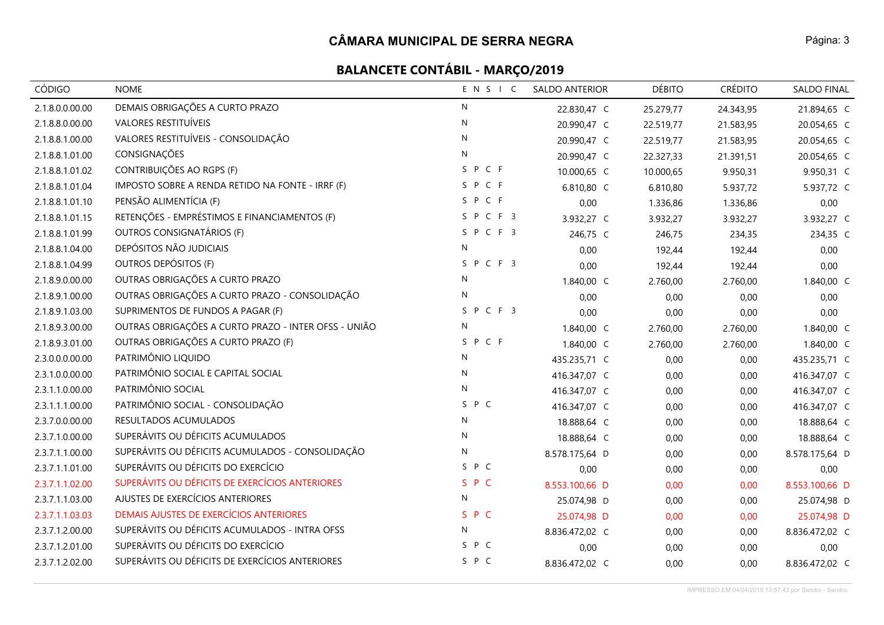## CÂMARA MUNICIPAL DE SERRA NEGRA

### BALANCETE CONTÁBIL - MARÇO/2019

| CÓDIGO | NOME | E N S I C | SALDO ANTERIOR | DÉBITO | CRÉDITO | SALDO FINAL |
|---|---|---|---|---|---|---|
| 2.1.8.0.0.00.00 | DEMAIS OBRIGAÇÕES A CURTO PRAZO | N | 22.830,47 C | 25.279,77 | 24.343,95 | 21.894,65 C |
| 2.1.8.8.0.00.00 | VALORES RESTITUÍVEIS | N | 20.990,47 C | 22.519,77 | 21.583,95 | 20.054,65 C |
| 2.1.8.8.1.00.00 | VALORES RESTITUÍVEIS - CONSOLIDAÇÃO | N | 20.990,47 C | 22.519,77 | 21.583,95 | 20.054,65 C |
| 2.1.8.8.1.01.00 | CONSIGNAÇÕES | N | 20.990,47 C | 22.327,33 | 21.391,51 | 20.054,65 C |
| 2.1.8.8.1.01.02 | CONTRIBUIÇÕES AO RGPS (F) | S P C F | 10.000,65 C | 10.000,65 | 9.950,31 | 9.950,31 C |
| 2.1.8.8.1.01.04 | IMPOSTO SOBRE A RENDA RETIDO NA FONTE - IRRF (F) | S P C F | 6.810,80 C | 6.810,80 | 5.937,72 | 5.937,72 C |
| 2.1.8.8.1.01.10 | PENSÃO ALIMENTÍCIA (F) | S P C F | 0,00 | 1.336,86 | 1.336,86 | 0,00 |
| 2.1.8.8.1.01.15 | RETENÇÕES - EMPRÉSTIMOS E FINANCIAMENTOS (F) | S P C F 3 | 3.932,27 C | 3.932,27 | 3.932,27 | 3.932,27 C |
| 2.1.8.8.1.01.99 | OUTROS CONSIGNATÁRIOS (F) | S P C F 3 | 246,75 C | 246,75 | 234,35 | 234,35 C |
| 2.1.8.8.1.04.00 | DEPÓSITOS NÃO JUDICIAIS | N | 0,00 | 192,44 | 192,44 | 0,00 |
| 2.1.8.8.1.04.99 | OUTROS DEPÓSITOS (F) | S P C F 3 | 0,00 | 192,44 | 192,44 | 0,00 |
| 2.1.8.9.0.00.00 | OUTRAS OBRIGAÇÕES A CURTO PRAZO | N | 1.840,00 C | 2.760,00 | 2.760,00 | 1.840,00 C |
| 2.1.8.9.1.00.00 | OUTRAS OBRIGAÇÕES A CURTO PRAZO - CONSOLIDAÇÃO | N | 0,00 | 0,00 | 0,00 | 0,00 |
| 2.1.8.9.1.03.00 | SUPRIMENTOS DE FUNDOS A PAGAR (F) | S P C F 3 | 0,00 | 0,00 | 0,00 | 0,00 |
| 2.1.8.9.3.00.00 | OUTRAS OBRIGAÇÕES A CURTO PRAZO - INTER OFSS - UNIÃO | N | 1.840,00 C | 2.760,00 | 2.760,00 | 1.840,00 C |
| 2.1.8.9.3.01.00 | OUTRAS OBRIGAÇÕES A CURTO PRAZO (F) | S P C F | 1.840,00 C | 2.760,00 | 2.760,00 | 1.840,00 C |
| 2.3.0.0.0.00.00 | PATRIMÔNIO LIQUIDO | N | 435.235,71 C | 0,00 | 0,00 | 435.235,71 C |
| 2.3.1.0.0.00.00 | PATRIMÔNIO SOCIAL E CAPITAL SOCIAL | N | 416.347,07 C | 0,00 | 0,00 | 416.347,07 C |
| 2.3.1.1.0.00.00 | PATRIMÔNIO SOCIAL | N | 416.347,07 C | 0,00 | 0,00 | 416.347,07 C |
| 2.3.1.1.1.00.00 | PATRIMÔNIO SOCIAL - CONSOLIDAÇÃO | S P C | 416.347,07 C | 0,00 | 0,00 | 416.347,07 C |
| 2.3.7.0.0.00.00 | RESULTADOS ACUMULADOS | N | 18.888,64 C | 0,00 | 0,00 | 18.888,64 C |
| 2.3.7.1.0.00.00 | SUPERÁVITS OU DÉFICITS ACUMULADOS | N | 18.888,64 C | 0,00 | 0,00 | 18.888,64 C |
| 2.3.7.1.1.00.00 | SUPERÁVITS OU DÉFICITS ACUMULADOS - CONSOLIDAÇÃO | N | 8.578.175,64 D | 0,00 | 0,00 | 8.578.175,64 D |
| 2.3.7.1.1.01.00 | SUPERÁVITS OU DÉFICITS DO EXERCÍCIO | S P C | 0,00 | 0,00 | 0,00 | 0,00 |
| 2.3.7.1.1.02.00 | SUPERÁVITS OU DÉFICITS DE EXERCÍCIOS ANTERIORES | S P C | 8.553.100,66 D | 0,00 | 0,00 | 8.553.100,66 D |
| 2.3.7.1.1.03.00 | AJUSTES DE EXERCÍCIOS ANTERIORES | N | 25.074,98 D | 0,00 | 0,00 | 25.074,98 D |
| 2.3.7.1.1.03.03 | DEMAIS AJUSTES DE EXERCÍCIOS ANTERIORES | S P C | 25.074,98 D | 0,00 | 0,00 | 25.074,98 D |
| 2.3.7.1.2.00.00 | SUPERÁVITS OU DÉFICITS ACUMULADOS - INTRA OFSS | N | 8.836.472,02 C | 0,00 | 0,00 | 8.836.472,02 C |
| 2.3.7.1.2.01.00 | SUPERÁVITS OU DÉFICITS DO EXERCÍCIO | S P C | 0,00 | 0,00 | 0,00 | 0,00 |
| 2.3.7.1.2.02.00 | SUPERÁVITS OU DÉFICITS DE EXERCÍCIOS ANTERIORES | S P C | 8.836.472,02 C | 0,00 | 0,00 | 8.836.472,02 C |

IMPRESSO EM 04/04/2019 13:57:43 por Sandro - Sandro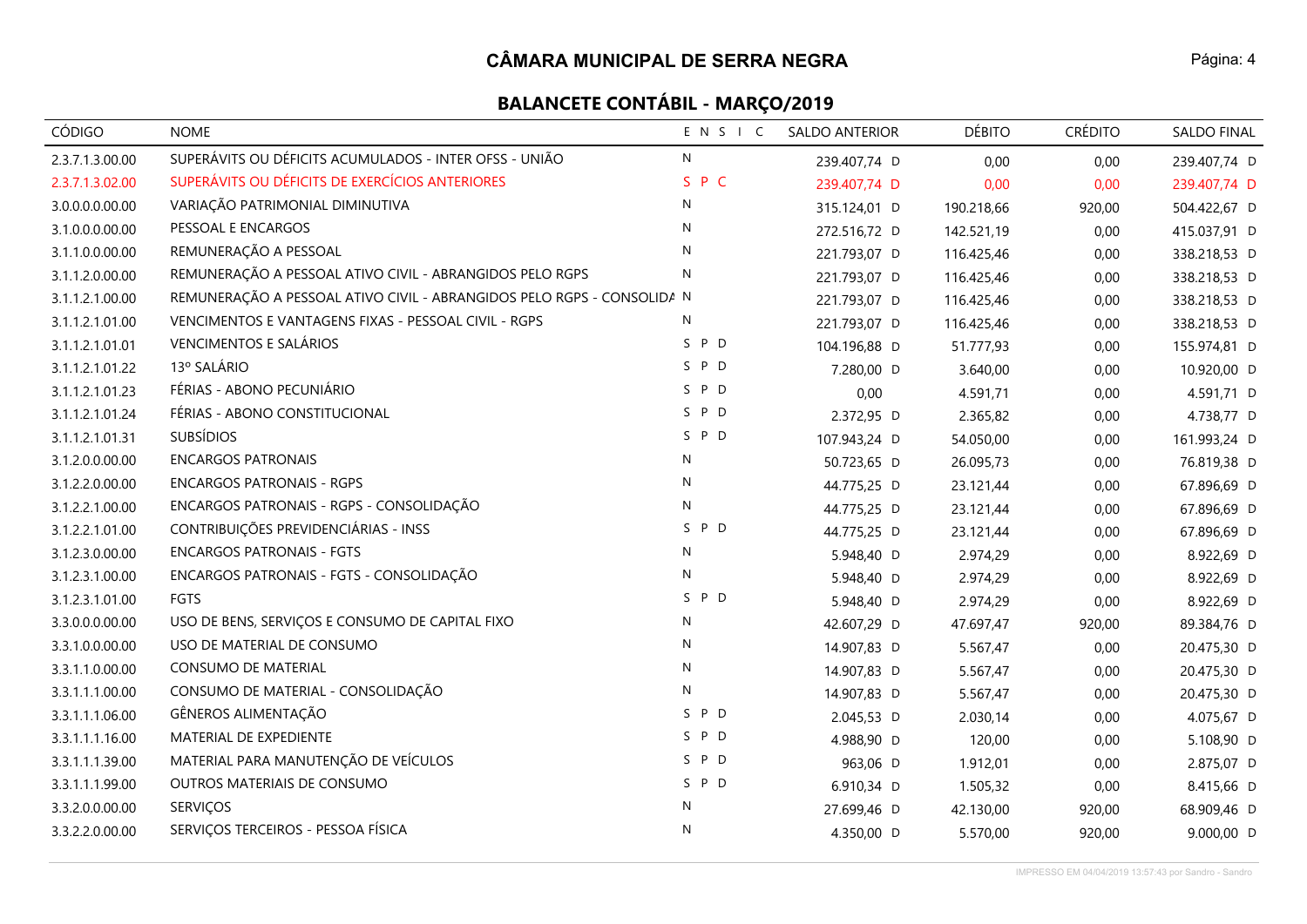# CÂMARA MUNICIPAL DE SERRA NEGRA

## BALANCETE CONTÁBIL - MARÇO/2019

| CÓDIGO | NOME | E N S I C | SALDO ANTERIOR | DÉBITO | CRÉDITO | SALDO FINAL |
|---|---|---|---|---|---|---|
| 2.3.7.1.3.00.00 | SUPERÁVITS OU DÉFICITS ACUMULADOS - INTER OFSS - UNIÃO | N | 239.407,74 D | 0,00 | 0,00 | 239.407,74 D |
| 2.3.7.1.3.02.00 | SUPERÁVITS OU DÉFICITS DE EXERCÍCIOS ANTERIORES | S P C | 239.407,74 D | 0,00 | 0,00 | 239.407,74 D |
| 3.0.0.0.0.00.00 | VARIAÇÃO PATRIMONIAL DIMINUTIVA | N | 315.124,01 D | 190.218,66 | 920,00 | 504.422,67 D |
| 3.1.0.0.0.00.00 | PESSOAL E ENCARGOS | N | 272.516,72 D | 142.521,19 | 0,00 | 415.037,91 D |
| 3.1.1.0.0.00.00 | REMUNERAÇÃO A PESSOAL | N | 221.793,07 D | 116.425,46 | 0,00 | 338.218,53 D |
| 3.1.1.2.0.00.00 | REMUNERAÇÃO A PESSOAL ATIVO CIVIL - ABRANGIDOS PELO RGPS | N | 221.793,07 D | 116.425,46 | 0,00 | 338.218,53 D |
| 3.1.1.2.1.00.00 | REMUNERAÇÃO A PESSOAL ATIVO CIVIL - ABRANGIDOS PELO RGPS - CONSOLIDA | N | 221.793,07 D | 116.425,46 | 0,00 | 338.218,53 D |
| 3.1.1.2.1.01.00 | VENCIMENTOS E VANTAGENS FIXAS - PESSOAL CIVIL - RGPS | N | 221.793,07 D | 116.425,46 | 0,00 | 338.218,53 D |
| 3.1.1.2.1.01.01 | VENCIMENTOS E SALÁRIOS | S P D | 104.196,88 D | 51.777,93 | 0,00 | 155.974,81 D |
| 3.1.1.2.1.01.22 | 13º SALÁRIO | S P D | 7.280,00 D | 3.640,00 | 0,00 | 10.920,00 D |
| 3.1.1.2.1.01.23 | FÉRIAS - ABONO PECUNIÁRIO | S P D | 0,00 | 4.591,71 | 0,00 | 4.591,71 D |
| 3.1.1.2.1.01.24 | FÉRIAS - ABONO CONSTITUCIONAL | S P D | 2.372,95 D | 2.365,82 | 0,00 | 4.738,77 D |
| 3.1.1.2.1.01.31 | SUBSÍDIOS | S P D | 107.943,24 D | 54.050,00 | 0,00 | 161.993,24 D |
| 3.1.2.0.0.00.00 | ENCARGOS PATRONAIS | N | 50.723,65 D | 26.095,73 | 0,00 | 76.819,38 D |
| 3.1.2.2.0.00.00 | ENCARGOS PATRONAIS - RGPS | N | 44.775,25 D | 23.121,44 | 0,00 | 67.896,69 D |
| 3.1.2.2.1.00.00 | ENCARGOS PATRONAIS - RGPS - CONSOLIDAÇÃO | N | 44.775,25 D | 23.121,44 | 0,00 | 67.896,69 D |
| 3.1.2.2.1.01.00 | CONTRIBUIÇÕES PREVIDENCIÁRIAS - INSS | S P D | 44.775,25 D | 23.121,44 | 0,00 | 67.896,69 D |
| 3.1.2.3.0.00.00 | ENCARGOS PATRONAIS - FGTS | N | 5.948,40 D | 2.974,29 | 0,00 | 8.922,69 D |
| 3.1.2.3.1.00.00 | ENCARGOS PATRONAIS - FGTS - CONSOLIDAÇÃO | N | 5.948,40 D | 2.974,29 | 0,00 | 8.922,69 D |
| 3.1.2.3.1.01.00 | FGTS | S P D | 5.948,40 D | 2.974,29 | 0,00 | 8.922,69 D |
| 3.3.0.0.0.00.00 | USO DE BENS, SERVIÇOS E CONSUMO DE CAPITAL FIXO | N | 42.607,29 D | 47.697,47 | 920,00 | 89.384,76 D |
| 3.3.1.0.0.00.00 | USO DE MATERIAL DE CONSUMO | N | 14.907,83 D | 5.567,47 | 0,00 | 20.475,30 D |
| 3.3.1.1.0.00.00 | CONSUMO DE MATERIAL | N | 14.907,83 D | 5.567,47 | 0,00 | 20.475,30 D |
| 3.3.1.1.1.00.00 | CONSUMO DE MATERIAL - CONSOLIDAÇÃO | N | 14.907,83 D | 5.567,47 | 0,00 | 20.475,30 D |
| 3.3.1.1.1.06.00 | GÊNEROS ALIMENTAÇÃO | S P D | 2.045,53 D | 2.030,14 | 0,00 | 4.075,67 D |
| 3.3.1.1.1.16.00 | MATERIAL DE EXPEDIENTE | S P D | 4.988,90 D | 120,00 | 0,00 | 5.108,90 D |
| 3.3.1.1.1.39.00 | MATERIAL PARA MANUTENÇÃO DE VEÍCULOS | S P D | 963,06 D | 1.912,01 | 0,00 | 2.875,07 D |
| 3.3.1.1.1.99.00 | OUTROS MATERIAIS DE CONSUMO | S P D | 6.910,34 D | 1.505,32 | 0,00 | 8.415,66 D |
| 3.3.2.0.0.00.00 | SERVIÇOS | N | 27.699,46 D | 42.130,00 | 920,00 | 68.909,46 D |
| 3.3.2.2.0.00.00 | SERVIÇOS TERCEIROS - PESSOA FÍSICA | N | 4.350,00 D | 5.570,00 | 920,00 | 9.000,00 D |

IMPRESSO EM 04/04/2019 13:57:43 por Sandro - Sandro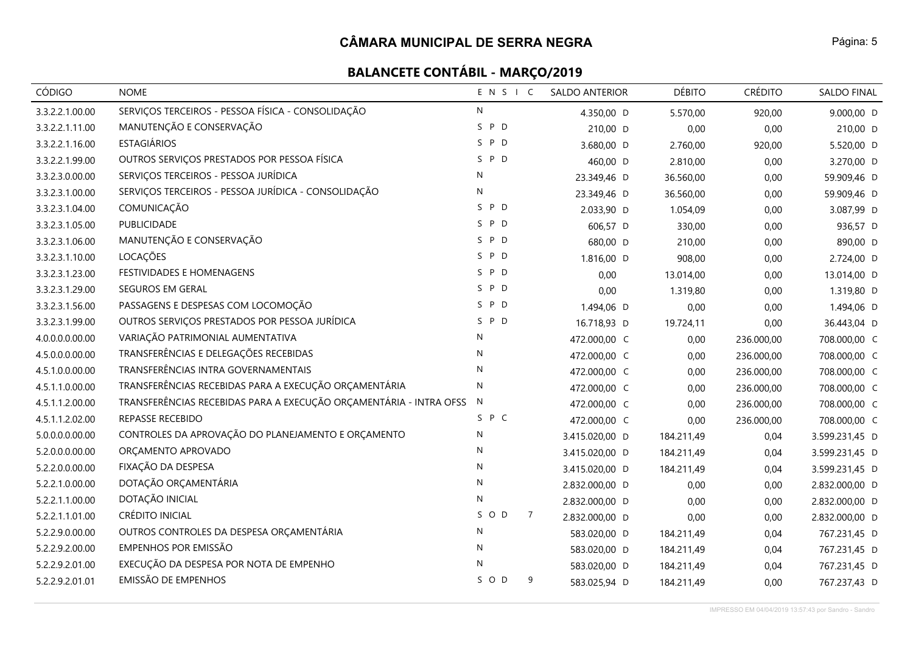# CÂMARA MUNICIPAL DE SERRA NEGRA

## BALANCETE CONTÁBIL - MARÇO/2019

| CÓDIGO | NOME | E N S I C | SALDO ANTERIOR | DÉBITO | CRÉDITO | SALDO FINAL |
|---|---|---|---|---|---|---|
| 3.3.2.2.1.00.00 | SERVIÇOS TERCEIROS - PESSOA FÍSICA - CONSOLIDAÇÃO | N | 4.350,00 D | 5.570,00 | 920,00 | 9.000,00 D |
| 3.3.2.2.1.11.00 | MANUTENÇÃO E CONSERVAÇÃO | S P D | 210,00 D | 0,00 | 0,00 | 210,00 D |
| 3.3.2.2.1.16.00 | ESTAGIÁRIOS | S P D | 3.680,00 D | 2.760,00 | 920,00 | 5.520,00 D |
| 3.3.2.2.1.99.00 | OUTROS SERVIÇOS PRESTADOS POR PESSOA FÍSICA | S P D | 460,00 D | 2.810,00 | 0,00 | 3.270,00 D |
| 3.3.2.3.0.00.00 | SERVIÇOS TERCEIROS - PESSOA JURÍDICA | N | 23.349,46 D | 36.560,00 | 0,00 | 59.909,46 D |
| 3.3.2.3.1.00.00 | SERVIÇOS TERCEIROS - PESSOA JURÍDICA - CONSOLIDAÇÃO | N | 23.349,46 D | 36.560,00 | 0,00 | 59.909,46 D |
| 3.3.2.3.1.04.00 | COMUNICAÇÃO | S P D | 2.033,90 D | 1.054,09 | 0,00 | 3.087,99 D |
| 3.3.2.3.1.05.00 | PUBLICIDADE | S P D | 606,57 D | 330,00 | 0,00 | 936,57 D |
| 3.3.2.3.1.06.00 | MANUTENÇÃO E CONSERVAÇÃO | S P D | 680,00 D | 210,00 | 0,00 | 890,00 D |
| 3.3.2.3.1.10.00 | LOCAÇÕES | S P D | 1.816,00 D | 908,00 | 0,00 | 2.724,00 D |
| 3.3.2.3.1.23.00 | FESTIVIDADES E HOMENAGENS | S P D | 0,00 | 13.014,00 | 0,00 | 13.014,00 D |
| 3.3.2.3.1.29.00 | SEGUROS EM GERAL | S P D | 0,00 | 1.319,80 | 0,00 | 1.319,80 D |
| 3.3.2.3.1.56.00 | PASSAGENS E DESPESAS COM LOCOMOÇÃO | S P D | 1.494,06 D | 0,00 | 0,00 | 1.494,06 D |
| 3.3.2.3.1.99.00 | OUTROS SERVIÇOS PRESTADOS POR PESSOA JURÍDICA | S P D | 16.718,93 D | 19.724,11 | 0,00 | 36.443,04 D |
| 4.0.0.0.0.00.00 | VARIAÇÃO PATRIMONIAL AUMENTATIVA | N | 472.000,00 C | 0,00 | 236.000,00 | 708.000,00 C |
| 4.5.0.0.0.00.00 | TRANSFERÊNCIAS E DELEGAÇÕES RECEBIDAS | N | 472.000,00 C | 0,00 | 236.000,00 | 708.000,00 C |
| 4.5.1.0.0.00.00 | TRANSFERÊNCIAS INTRA GOVERNAMENTAIS | N | 472.000,00 C | 0,00 | 236.000,00 | 708.000,00 C |
| 4.5.1.1.0.00.00 | TRANSFERÊNCIAS RECEBIDAS PARA A EXECUÇÃO ORÇAMENTÁRIA | N | 472.000,00 C | 0,00 | 236.000,00 | 708.000,00 C |
| 4.5.1.1.2.00.00 | TRANSFERÊNCIAS RECEBIDAS PARA A EXECUÇÃO ORÇAMENTÁRIA - INTRA OFSS | N | 472.000,00 C | 0,00 | 236.000,00 | 708.000,00 C |
| 4.5.1.1.2.02.00 | REPASSE RECEBIDO | S P C | 472.000,00 C | 0,00 | 236.000,00 | 708.000,00 C |
| 5.0.0.0.0.00.00 | CONTROLES DA APROVAÇÃO DO PLANEJAMENTO E ORÇAMENTO | N | 3.415.020,00 D | 184.211,49 | 0,04 | 3.599.231,45 D |
| 5.2.0.0.0.00.00 | ORÇAMENTO APROVADO | N | 3.415.020,00 D | 184.211,49 | 0,04 | 3.599.231,45 D |
| 5.2.2.0.0.00.00 | FIXAÇÃO DA DESPESA | N | 3.415.020,00 D | 184.211,49 | 0,04 | 3.599.231,45 D |
| 5.2.2.1.0.00.00 | DOTAÇÃO ORÇAMENTÁRIA | N | 2.832.000,00 D | 0,00 | 0,00 | 2.832.000,00 D |
| 5.2.2.1.1.00.00 | DOTAÇÃO INICIAL | N | 2.832.000,00 D | 0,00 | 0,00 | 2.832.000,00 D |
| 5.2.2.1.1.01.00 | CRÉDITO INICIAL | S O D 7 | 2.832.000,00 D | 0,00 | 0,00 | 2.832.000,00 D |
| 5.2.2.9.0.00.00 | OUTROS CONTROLES DA DESPESA ORÇAMENTÁRIA | N | 583.020,00 D | 184.211,49 | 0,04 | 767.231,45 D |
| 5.2.2.9.2.00.00 | EMPENHOS POR EMISSÃO | N | 583.020,00 D | 184.211,49 | 0,04 | 767.231,45 D |
| 5.2.2.9.2.01.00 | EXECUÇÃO DA DESPESA POR NOTA DE EMPENHO | N | 583.020,00 D | 184.211,49 | 0,04 | 767.231,45 D |
| 5.2.2.9.2.01.01 | EMISSÃO DE EMPENHOS | S O D 9 | 583.025,94 D | 184.211,49 | 0,00 | 767.237,43 D |

IMPRESSO EM 04/04/2019 13:57:43 por Sandro - Sandro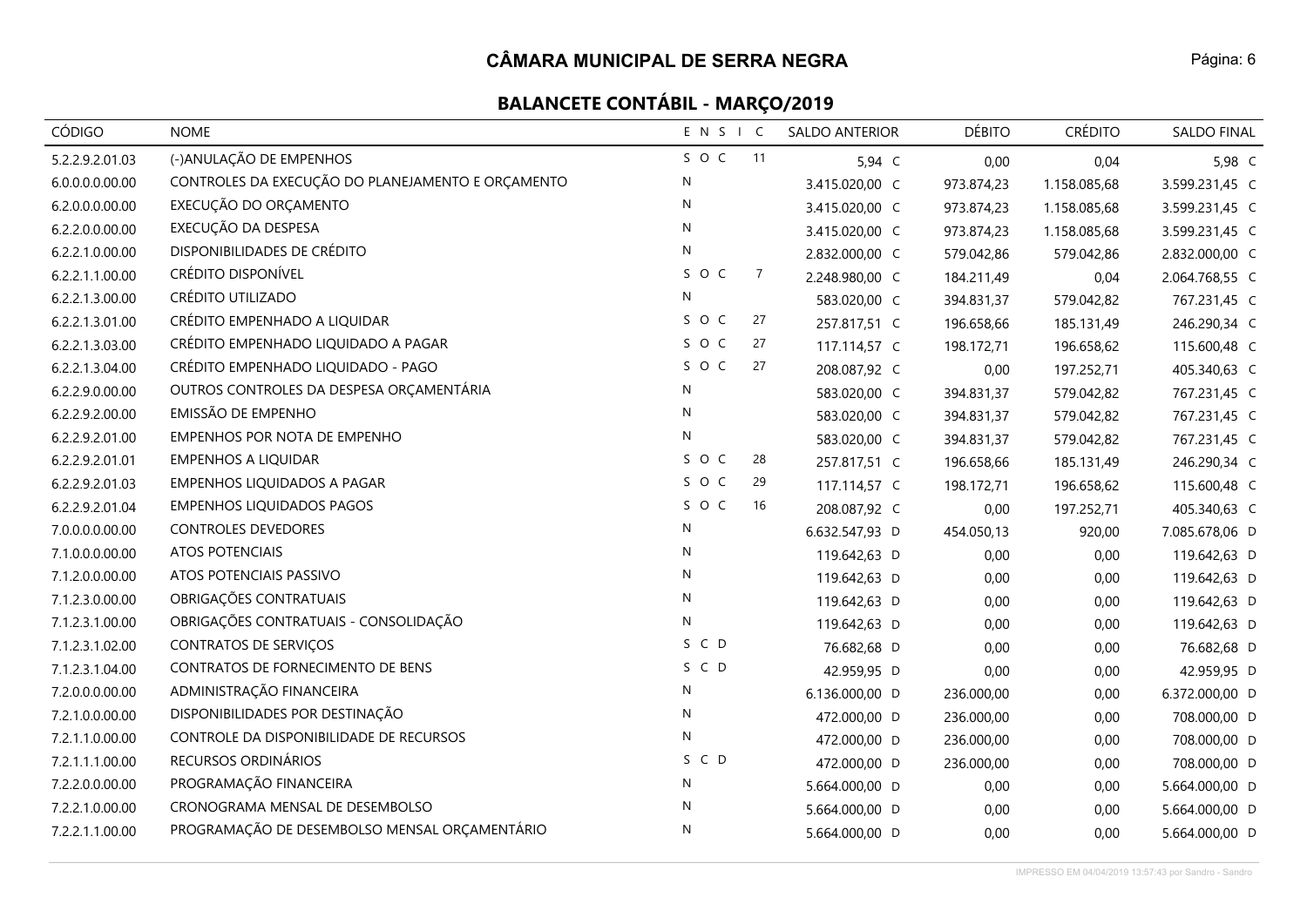# CÂMARA MUNICIPAL DE SERRA NEGRA

## BALANCETE CONTÁBIL - MARÇO/2019

| CÓDIGO | NOME | E N S I C | SALDO ANTERIOR | DÉBITO | CRÉDITO | SALDO FINAL |
|---|---|---|---|---|---|---|
| 5.2.2.9.2.01.03 | (-)ANULAÇÃO DE EMPENHOS | S O C 11 | 5,94 C | 0,00 | 0,04 | 5,98 C |
| 6.0.0.0.0.00.00 | CONTROLES DA EXECUÇÃO DO PLANEJAMENTO E ORÇAMENTO | N | 3.415.020,00 C | 973.874,23 | 1.158.085,68 | 3.599.231,45 C |
| 6.2.0.0.0.00.00 | EXECUÇÃO DO ORÇAMENTO | N | 3.415.020,00 C | 973.874,23 | 1.158.085,68 | 3.599.231,45 C |
| 6.2.2.0.0.00.00 | EXECUÇÃO DA DESPESA | N | 3.415.020,00 C | 973.874,23 | 1.158.085,68 | 3.599.231,45 C |
| 6.2.2.1.0.00.00 | DISPONIBILIDADES DE CRÉDITO | N | 2.832.000,00 C | 579.042,86 | 579.042,86 | 2.832.000,00 C |
| 6.2.2.1.1.00.00 | CRÉDITO DISPONÍVEL | S O C 7 | 2.248.980,00 C | 184.211,49 | 0,04 | 2.064.768,55 C |
| 6.2.2.1.3.00.00 | CRÉDITO UTILIZADO | N | 583.020,00 C | 394.831,37 | 579.042,82 | 767.231,45 C |
| 6.2.2.1.3.01.00 | CRÉDITO EMPENHADO A LIQUIDAR | S O C 27 | 257.817,51 C | 196.658,66 | 185.131,49 | 246.290,34 C |
| 6.2.2.1.3.03.00 | CRÉDITO EMPENHADO LIQUIDADO A PAGAR | S O C 27 | 117.114,57 C | 198.172,71 | 196.658,62 | 115.600,48 C |
| 6.2.2.1.3.04.00 | CRÉDITO EMPENHADO LIQUIDADO - PAGO | S O C 27 | 208.087,92 C | 0,00 | 197.252,71 | 405.340,63 C |
| 6.2.2.9.0.00.00 | OUTROS CONTROLES DA DESPESA ORÇAMENTÁRIA | N | 583.020,00 C | 394.831,37 | 579.042,82 | 767.231,45 C |
| 6.2.2.9.2.00.00 | EMISSÃO DE EMPENHO | N | 583.020,00 C | 394.831,37 | 579.042,82 | 767.231,45 C |
| 6.2.2.9.2.01.00 | EMPENHOS POR NOTA DE EMPENHO | N | 583.020,00 C | 394.831,37 | 579.042,82 | 767.231,45 C |
| 6.2.2.9.2.01.01 | EMPENHOS A LIQUIDAR | S O C 28 | 257.817,51 C | 196.658,66 | 185.131,49 | 246.290,34 C |
| 6.2.2.9.2.01.03 | EMPENHOS LIQUIDADOS A PAGAR | S O C 29 | 117.114,57 C | 198.172,71 | 196.658,62 | 115.600,48 C |
| 6.2.2.9.2.01.04 | EMPENHOS LIQUIDADOS PAGOS | S O C 16 | 208.087,92 C | 0,00 | 197.252,71 | 405.340,63 C |
| 7.0.0.0.0.00.00 | CONTROLES DEVEDORES | N | 6.632.547,93 D | 454.050,13 | 920,00 | 7.085.678,06 D |
| 7.1.0.0.0.00.00 | ATOS POTENCIAIS | N | 119.642,63 D | 0,00 | 0,00 | 119.642,63 D |
| 7.1.2.0.0.00.00 | ATOS POTENCIAIS PASSIVO | N | 119.642,63 D | 0,00 | 0,00 | 119.642,63 D |
| 7.1.2.3.0.00.00 | OBRIGAÇÕES CONTRATUAIS | N | 119.642,63 D | 0,00 | 0,00 | 119.642,63 D |
| 7.1.2.3.1.00.00 | OBRIGAÇÕES CONTRATUAIS - CONSOLIDAÇÃO | N | 119.642,63 D | 0,00 | 0,00 | 119.642,63 D |
| 7.1.2.3.1.02.00 | CONTRATOS DE SERVIÇOS | S C D | 76.682,68 D | 0,00 | 0,00 | 76.682,68 D |
| 7.1.2.3.1.04.00 | CONTRATOS DE FORNECIMENTO DE BENS | S C D | 42.959,95 D | 0,00 | 0,00 | 42.959,95 D |
| 7.2.0.0.0.00.00 | ADMINISTRAÇÃO FINANCEIRA | N | 6.136.000,00 D | 236.000,00 | 0,00 | 6.372.000,00 D |
| 7.2.1.0.0.00.00 | DISPONIBILIDADES POR DESTINAÇÃO | N | 472.000,00 D | 236.000,00 | 0,00 | 708.000,00 D |
| 7.2.1.1.0.00.00 | CONTROLE DA DISPONIBILIDADE DE RECURSOS | N | 472.000,00 D | 236.000,00 | 0,00 | 708.000,00 D |
| 7.2.1.1.1.00.00 | RECURSOS ORDINÁRIOS | S C D | 472.000,00 D | 236.000,00 | 0,00 | 708.000,00 D |
| 7.2.2.0.0.00.00 | PROGRAMAÇÃO FINANCEIRA | N | 5.664.000,00 D | 0,00 | 0,00 | 5.664.000,00 D |
| 7.2.2.1.0.00.00 | CRONOGRAMA MENSAL DE DESEMBOLSO | N | 5.664.000,00 D | 0,00 | 0,00 | 5.664.000,00 D |
| 7.2.2.1.1.00.00 | PROGRAMAÇÃO DE DESEMBOLSO MENSAL ORÇAMENTÁRIO | N | 5.664.000,00 D | 0,00 | 0,00 | 5.664.000,00 D |

IMPRESSO EM 04/04/2019 13:57:43 por Sandro - Sandro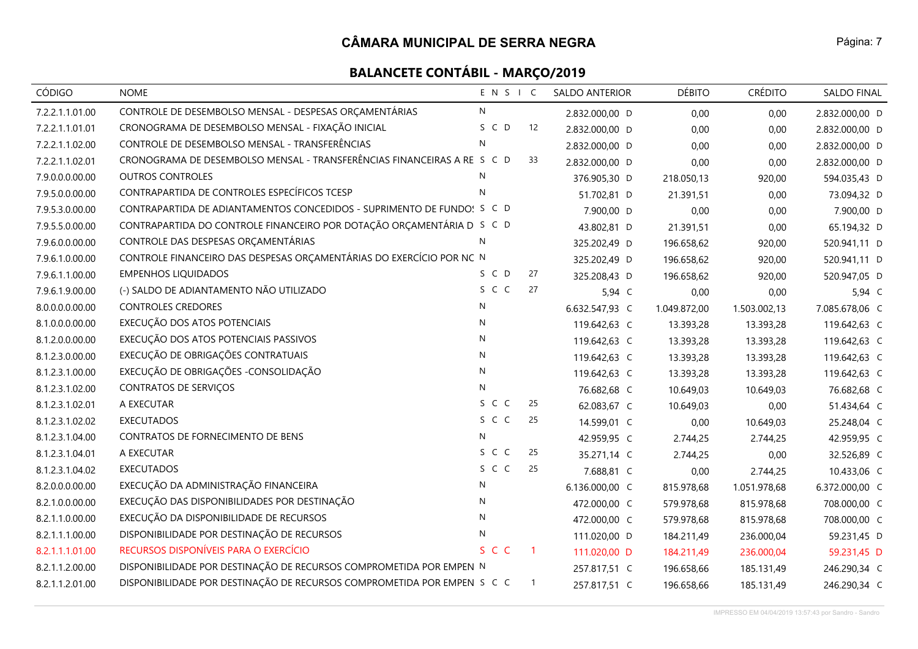# CÂMARA MUNICIPAL DE SERRA NEGRA

## BALANCETE CONTÁBIL - MARÇO/2019

| CÓDIGO | NOME | E | N | S | I | C | SALDO ANTERIOR | DÉBITO | CRÉDITO | SALDO FINAL |
|---|---|---|---|---|---|---|---|---|---|---|
| 7.2.2.1.1.01.00 | CONTROLE DE DESEMBOLSO MENSAL - DESPESAS ORÇAMENTÁRIAS | N | | | | | 2.832.000,00 D | 0,00 | 0,00 | 2.832.000,00 D |
| 7.2.2.1.1.01.01 | CRONOGRAMA DE DESEMBOLSO MENSAL - FIXAÇÃO INICIAL | S | C | D | | 12 | 2.832.000,00 D | 0,00 | 0,00 | 2.832.000,00 D |
| 7.2.2.1.1.02.00 | CONTROLE DE DESEMBOLSO MENSAL - TRANSFERÊNCIAS | N | | | | | 2.832.000,00 D | 0,00 | 0,00 | 2.832.000,00 D |
| 7.2.2.1.1.02.01 | CRONOGRAMA DE DESEMBOLSO MENSAL - TRANSFERÊNCIAS FINANCEIRAS A RE | S | C | D | | 33 | 2.832.000,00 D | 0,00 | 0,00 | 2.832.000,00 D |
| 7.9.0.0.0.00.00 | OUTROS CONTROLES | N | | | | | 376.905,30 D | 218.050,13 | 920,00 | 594.035,43 D |
| 7.9.5.0.0.00.00 | CONTRAPARTIDA DE CONTROLES ESPECÍFICOS TCESP | N | | | | | 51.702,81 D | 21.391,51 | 0,00 | 73.094,32 D |
| 7.9.5.3.0.00.00 | CONTRAPARTIDA DE ADIANTAMENTOS CONCEDIDOS - SUPRIMENTO DE FUNDO: | S | C | D | | | 7.900,00 D | 0,00 | 0,00 | 7.900,00 D |
| 7.9.5.5.0.00.00 | CONTRAPARTIDA DO CONTROLE FINANCEIRO POR DOTAÇÃO ORÇAMENTÁRIA D | S | C | D | | | 43.802,81 D | 21.391,51 | 0,00 | 65.194,32 D |
| 7.9.6.0.0.00.00 | CONTROLE DAS DESPESAS ORÇAMENTÁRIAS | N | | | | | 325.202,49 D | 196.658,62 | 920,00 | 520.941,11 D |
| 7.9.6.1.0.00.00 | CONTROLE FINANCEIRO DAS DESPESAS ORÇAMENTÁRIAS DO EXERCÍCIO POR NC | N | | | | | 325.202,49 D | 196.658,62 | 920,00 | 520.941,11 D |
| 7.9.6.1.1.00.00 | EMPENHOS LIQUIDADOS | S | C | D | | 27 | 325.208,43 D | 196.658,62 | 920,00 | 520.947,05 D |
| 7.9.6.1.9.00.00 | (-) SALDO DE ADIANTAMENTO NÃO UTILIZADO | S | C | C | | 27 | 5,94 C | 0,00 | 0,00 | 5,94 C |
| 8.0.0.0.0.00.00 | CONTROLES CREDORES | N | | | | | 6.632.547,93 C | 1.049.872,00 | 1.503.002,13 | 7.085.678,06 C |
| 8.1.0.0.0.00.00 | EXECUÇÃO DOS ATOS POTENCIAIS | N | | | | | 119.642,63 C | 13.393,28 | 13.393,28 | 119.642,63 C |
| 8.1.2.0.0.00.00 | EXECUÇÃO DOS ATOS POTENCIAIS PASSIVOS | N | | | | | 119.642,63 C | 13.393,28 | 13.393,28 | 119.642,63 C |
| 8.1.2.3.0.00.00 | EXECUÇÃO DE OBRIGAÇÕES CONTRATUAIS | N | | | | | 119.642,63 C | 13.393,28 | 13.393,28 | 119.642,63 C |
| 8.1.2.3.1.00.00 | EXECUÇÃO DE OBRIGAÇÕES -CONSOLIDAÇÃO | N | | | | | 119.642,63 C | 13.393,28 | 13.393,28 | 119.642,63 C |
| 8.1.2.3.1.02.00 | CONTRATOS DE SERVIÇOS | N | | | | | 76.682,68 C | 10.649,03 | 10.649,03 | 76.682,68 C |
| 8.1.2.3.1.02.01 | A EXECUTAR | S | C | C | | 25 | 62.083,67 C | 10.649,03 | 0,00 | 51.434,64 C |
| 8.1.2.3.1.02.02 | EXECUTADOS | S | C | C | | 25 | 14.599,01 C | 0,00 | 10.649,03 | 25.248,04 C |
| 8.1.2.3.1.04.00 | CONTRATOS DE FORNECIMENTO DE BENS | N | | | | | 42.959,95 C | 2.744,25 | 2.744,25 | 42.959,95 C |
| 8.1.2.3.1.04.01 | A EXECUTAR | S | C | C | | 25 | 35.271,14 C | 2.744,25 | 0,00 | 32.526,89 C |
| 8.1.2.3.1.04.02 | EXECUTADOS | S | C | C | | 25 | 7.688,81 C | 0,00 | 2.744,25 | 10.433,06 C |
| 8.2.0.0.0.00.00 | EXECUÇÃO DA ADMINISTRAÇÃO FINANCEIRA | N | | | | | 6.136.000,00 C | 815.978,68 | 1.051.978,68 | 6.372.000,00 C |
| 8.2.1.0.0.00.00 | EXECUÇÃO DAS DISPONIBILIDADES POR DESTINAÇÃO | N | | | | | 472.000,00 C | 579.978,68 | 815.978,68 | 708.000,00 C |
| 8.2.1.1.0.00.00 | EXECUÇÃO DA DISPONIBILIDADE DE RECURSOS | N | | | | | 472.000,00 C | 579.978,68 | 815.978,68 | 708.000,00 C |
| 8.2.1.1.1.00.00 | DISPONIBILIDADE POR DESTINAÇÃO DE RECURSOS | N | | | | | 111.020,00 D | 184.211,49 | 236.000,04 | 59.231,45 D |
| 8.2.1.1.1.01.00 | RECURSOS DISPONÍVEIS PARA O EXERCÍCIO | S | C | C | | 1 | 111.020,00 D | 184.211,49 | 236.000,04 | 59.231,45 D |
| 8.2.1.1.2.00.00 | DISPONIBILIDADE POR DESTINAÇÃO DE RECURSOS COMPROMETIDA POR EMPEN | N | | | | | 257.817,51 C | 196.658,66 | 185.131,49 | 246.290,34 C |
| 8.2.1.1.2.01.00 | DISPONIBILIDADE POR DESTINAÇÃO DE RECURSOS COMPROMETIDA POR EMPEN | S | C | C | | 1 | 257.817,51 C | 196.658,66 | 185.131,49 | 246.290,34 C |

IMPRESSO EM 04/04/2019 13:57:43 por Sandro - Sandro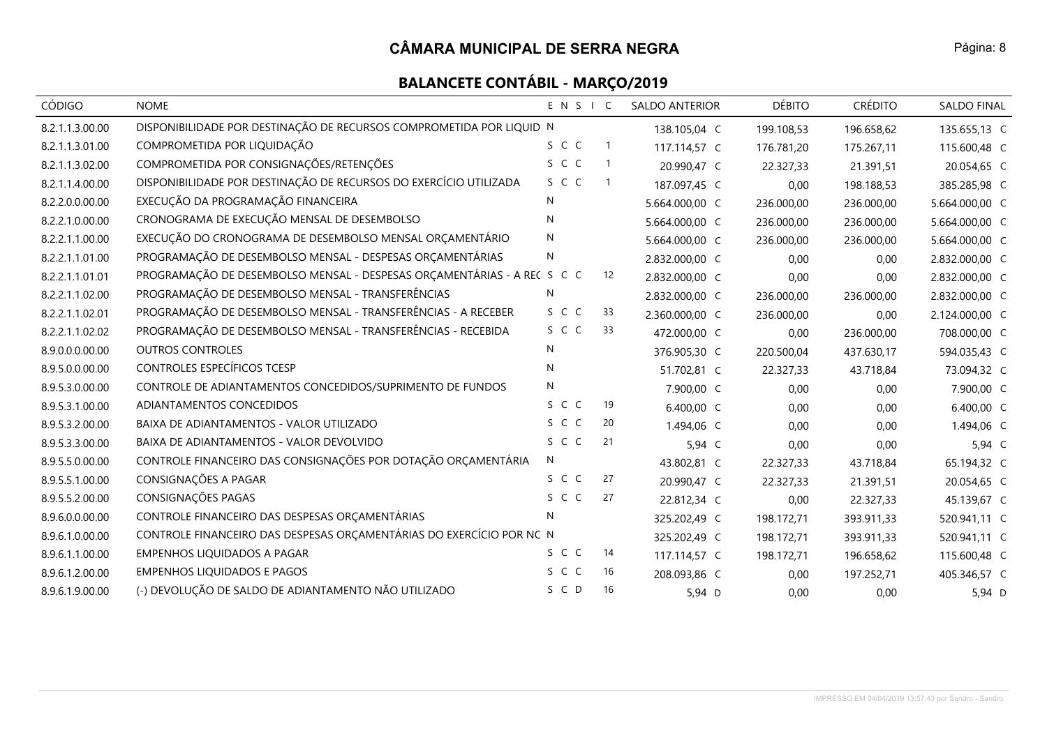# CÂMARA MUNICIPAL DE SERRA NEGRA

## BALANCETE CONTÁBIL - MARÇO/2019

| CÓDIGO | NOME | E | N | S | I | C | SALDO ANTERIOR | DÉBITO | CRÉDITO | SALDO FINAL |
|---|---|---|---|---|---|---|---|---|---|---|
| 8.2.1.1.3.00.00 | DISPONIBILIDADE POR DESTINAÇÃO DE RECURSOS COMPROMETIDA POR LIQUID | N | | | | | 138.105,04 C | 199.108,53 | 196.658,62 | 135.655,13 C |
| 8.2.1.1.3.01.00 | COMPROMETIDA POR LIQUIDAÇÃO | S | C | C | | 1 | 117.114,57 C | 176.781,20 | 175.267,11 | 115.600,48 C |
| 8.2.1.1.3.02.00 | COMPROMETIDA POR CONSIGNAÇÕES/RETENÇÕES | S | C | C | | 1 | 20.990,47 C | 22.327,33 | 21.391,51 | 20.054,65 C |
| 8.2.1.1.4.00.00 | DISPONIBILIDADE POR DESTINAÇÃO DE RECURSOS DO EXERCÍCIO UTILIZADA | S | C | C | | 1 | 187.097,45 C | 0,00 | 198.188,53 | 385.285,98 C |
| 8.2.2.0.0.00.00 | EXECUÇÃO DA PROGRAMAÇÃO FINANCEIRA | N | | | | | 5.664.000,00 C | 236.000,00 | 236.000,00 | 5.664.000,00 C |
| 8.2.2.1.0.00.00 | CRONOGRAMA DE EXECUÇÃO MENSAL DE DESEMBOLSO | N | | | | | 5.664.000,00 C | 236.000,00 | 236.000,00 | 5.664.000,00 C |
| 8.2.2.1.1.00.00 | EXECUÇÃO DO CRONOGRAMA DE DESEMBOLSO MENSAL ORÇAMENTÁRIO | N | | | | | 5.664.000,00 C | 236.000,00 | 236.000,00 | 5.664.000,00 C |
| 8.2.2.1.1.01.00 | PROGRAMAÇÃO DE DESEMBOLSO MENSAL - DESPESAS ORÇAMENTÁRIAS | N | | | | | 2.832.000,00 C | 0,00 | 0,00 | 2.832.000,00 C |
| 8.2.2.1.1.01.01 | PROGRAMAÇÃO DE DESEMBOLSO MENSAL - DESPESAS ORÇAMENTÁRIAS - A REC | S | C | C | | 12 | 2.832.000,00 C | 0,00 | 0,00 | 2.832.000,00 C |
| 8.2.2.1.1.02.00 | PROGRAMAÇÃO DE DESEMBOLSO MENSAL - TRANSFERÊNCIAS | N | | | | | 2.832.000,00 C | 236.000,00 | 236.000,00 | 2.832.000,00 C |
| 8.2.2.1.1.02.01 | PROGRAMAÇÃO DE DESEMBOLSO MENSAL - TRANSFERÊNCIAS - A RECEBER | S | C | C | | 33 | 2.360.000,00 C | 236.000,00 | 0,00 | 2.124.000,00 C |
| 8.2.2.1.1.02.02 | PROGRAMAÇÃO DE DESEMBOLSO MENSAL - TRANSFERÊNCIAS - RECEBIDA | S | C | C | | 33 | 472.000,00 C | 0,00 | 236.000,00 | 708.000,00 C |
| 8.9.0.0.0.00.00 | OUTROS CONTROLES | N | | | | | 376.905,30 C | 220.500,04 | 437.630,17 | 594.035,43 C |
| 8.9.5.0.0.00.00 | CONTROLES ESPECÍFICOS TCESP | N | | | | | 51.702,81 C | 22.327,33 | 43.718,84 | 73.094,32 C |
| 8.9.5.3.0.00.00 | CONTROLE DE ADIANTAMENTOS CONCEDIDOS/SUPRIMENTO DE FUNDOS | N | | | | | 7.900,00 C | 0,00 | 0,00 | 7.900,00 C |
| 8.9.5.3.1.00.00 | ADIANTAMENTOS CONCEDIDOS | S | C | C | | 19 | 6.400,00 C | 0,00 | 0,00 | 6.400,00 C |
| 8.9.5.3.2.00.00 | BAIXA DE ADIANTAMENTOS - VALOR UTILIZADO | S | C | C | | 20 | 1.494,06 C | 0,00 | 0,00 | 1.494,06 C |
| 8.9.5.3.3.00.00 | BAIXA DE ADIANTAMENTOS - VALOR DEVOLVIDO | S | C | C | | 21 | 5,94 C | 0,00 | 0,00 | 5,94 C |
| 8.9.5.5.0.00.00 | CONTROLE FINANCEIRO DAS CONSIGNAÇÕES POR DOTAÇÃO ORÇAMENTÁRIA | N | | | | | 43.802,81 C | 22.327,33 | 43.718,84 | 65.194,32 C |
| 8.9.5.5.1.00.00 | CONSIGNAÇÕES A PAGAR | S | C | C | | 27 | 20.990,47 C | 22.327,33 | 21.391,51 | 20.054,65 C |
| 8.9.5.5.2.00.00 | CONSIGNAÇÕES PAGAS | S | C | C | | 27 | 22.812,34 C | 0,00 | 22.327,33 | 45.139,67 C |
| 8.9.6.0.0.00.00 | CONTROLE FINANCEIRO DAS DESPESAS ORÇAMENTÁRIAS | N | | | | | 325.202,49 C | 198.172,71 | 393.911,33 | 520.941,11 C |
| 8.9.6.1.0.00.00 | CONTROLE FINANCEIRO DAS DESPESAS ORÇAMENTÁRIAS DO EXERCÍCIO POR NC | N | | | | | 325.202,49 C | 198.172,71 | 393.911,33 | 520.941,11 C |
| 8.9.6.1.1.00.00 | EMPENHOS LIQUIDADOS A PAGAR | S | C | C | | 14 | 117.114,57 C | 198.172,71 | 196.658,62 | 115.600,48 C |
| 8.9.6.1.2.00.00 | EMPENHOS LIQUIDADOS E PAGOS | S | C | C | | 16 | 208.093,86 C | 0,00 | 197.252,71 | 405.346,57 C |
| 8.9.6.1.9.00.00 | (-) DEVOLUÇÃO DE SALDO DE ADIANTAMENTO NÃO UTILIZADO | S | C | D | | 16 | 5,94 D | 0,00 | 0,00 | 5,94 D |

IMPRESSO EM 04/04/2019 13:57:43 por Sandro - Sandro